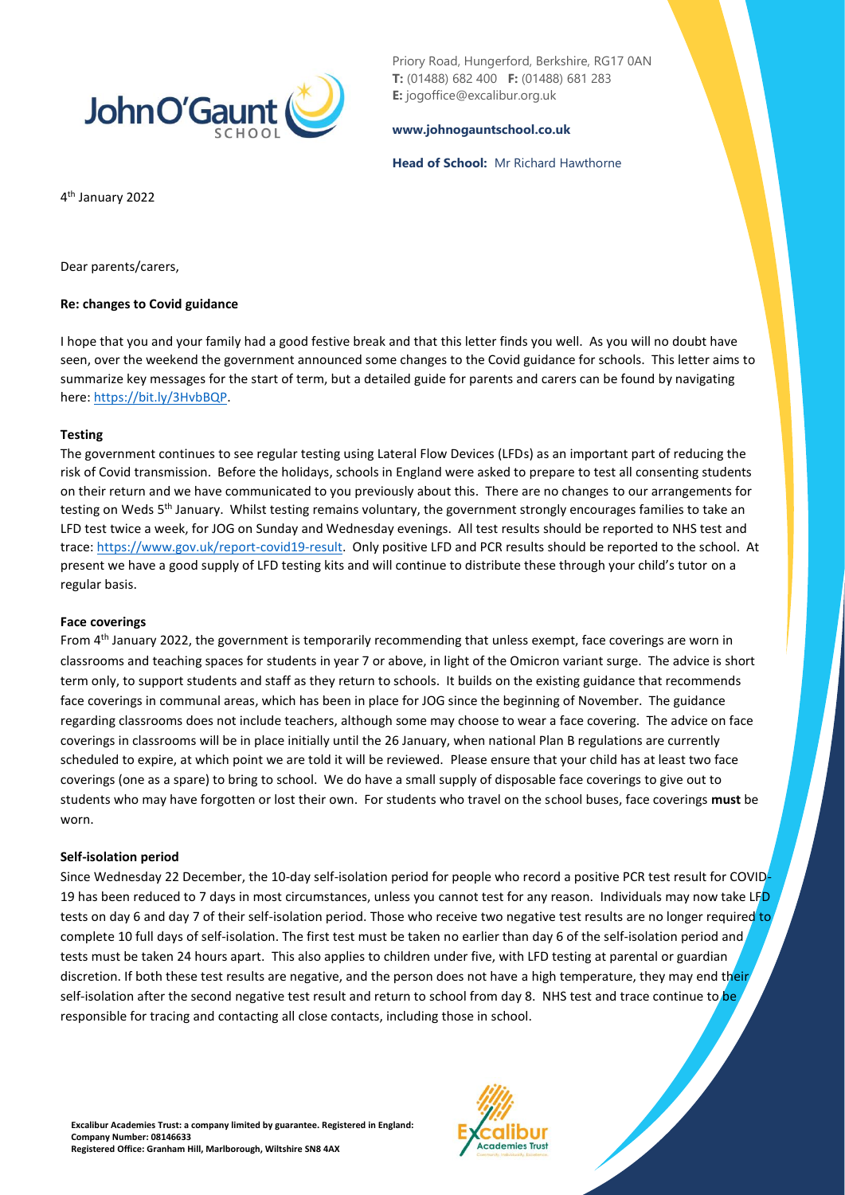Priory Road, Hungerford, Berkshire, RG17 0AN
**T:** (01488) 682 400 **F:** (01488) 681 283
**E:** jogoffice@excalibur.org.uk

**www.johnogauntschool.co.uk**

**Head of School:** Mr Richard Hawthorne

4th January 2022

Dear parents/carers,

**Re: changes to Covid guidance**

I hope that you and your family had a good festive break and that this letter finds you well. As you will no doubt have seen, over the weekend the government announced some changes to the Covid guidance for schools. This letter aims to summarize key messages for the start of term, but a detailed guide for parents and carers can be found by navigating here: https://bit.ly/3HvbBQP.

**Testing**

The government continues to see regular testing using Lateral Flow Devices (LFDs) as an important part of reducing the risk of Covid transmission. Before the holidays, schools in England were asked to prepare to test all consenting students on their return and we have communicated to you previously about this. There are no changes to our arrangements for testing on Weds 5th January. Whilst testing remains voluntary, the government strongly encourages families to take an LFD test twice a week, for JOG on Sunday and Wednesday evenings. All test results should be reported to NHS test and trace: https://www.gov.uk/report-covid19-result. Only positive LFD and PCR results should be reported to the school. At present we have a good supply of LFD testing kits and will continue to distribute these through your child's tutor on a regular basis.

**Face coverings**

From 4th January 2022, the government is temporarily recommending that unless exempt, face coverings are worn in classrooms and teaching spaces for students in year 7 or above, in light of the Omicron variant surge. The advice is short term only, to support students and staff as they return to schools. It builds on the existing guidance that recommends face coverings in communal areas, which has been in place for JOG since the beginning of November. The guidance regarding classrooms does not include teachers, although some may choose to wear a face covering. The advice on face coverings in classrooms will be in place initially until the 26 January, when national Plan B regulations are currently scheduled to expire, at which point we are told it will be reviewed. Please ensure that your child has at least two face coverings (one as a spare) to bring to school. We do have a small supply of disposable face coverings to give out to students who may have forgotten or lost their own. For students who travel on the school buses, face coverings **must** be worn.

**Self-isolation period**

Since Wednesday 22 December, the 10-day self-isolation period for people who record a positive PCR test result for COVID-19 has been reduced to 7 days in most circumstances, unless you cannot test for any reason. Individuals may now take LFD tests on day 6 and day 7 of their self-isolation period. Those who receive two negative test results are no longer required to complete 10 full days of self-isolation. The first test must be taken no earlier than day 6 of the self-isolation period and tests must be taken 24 hours apart. This also applies to children under five, with LFD testing at parental or guardian discretion. If both these test results are negative, and the person does not have a high temperature, they may end their self-isolation after the second negative test result and return to school from day 8. NHS test and trace continue to be responsible for tracing and contacting all close contacts, including those in school.

**Excalibur Academies Trust: a company limited by guarantee. Registered in England: Company Number: 08146633**
**Registered Office: Granham Hill, Marlborough, Wiltshire SN8 4AX**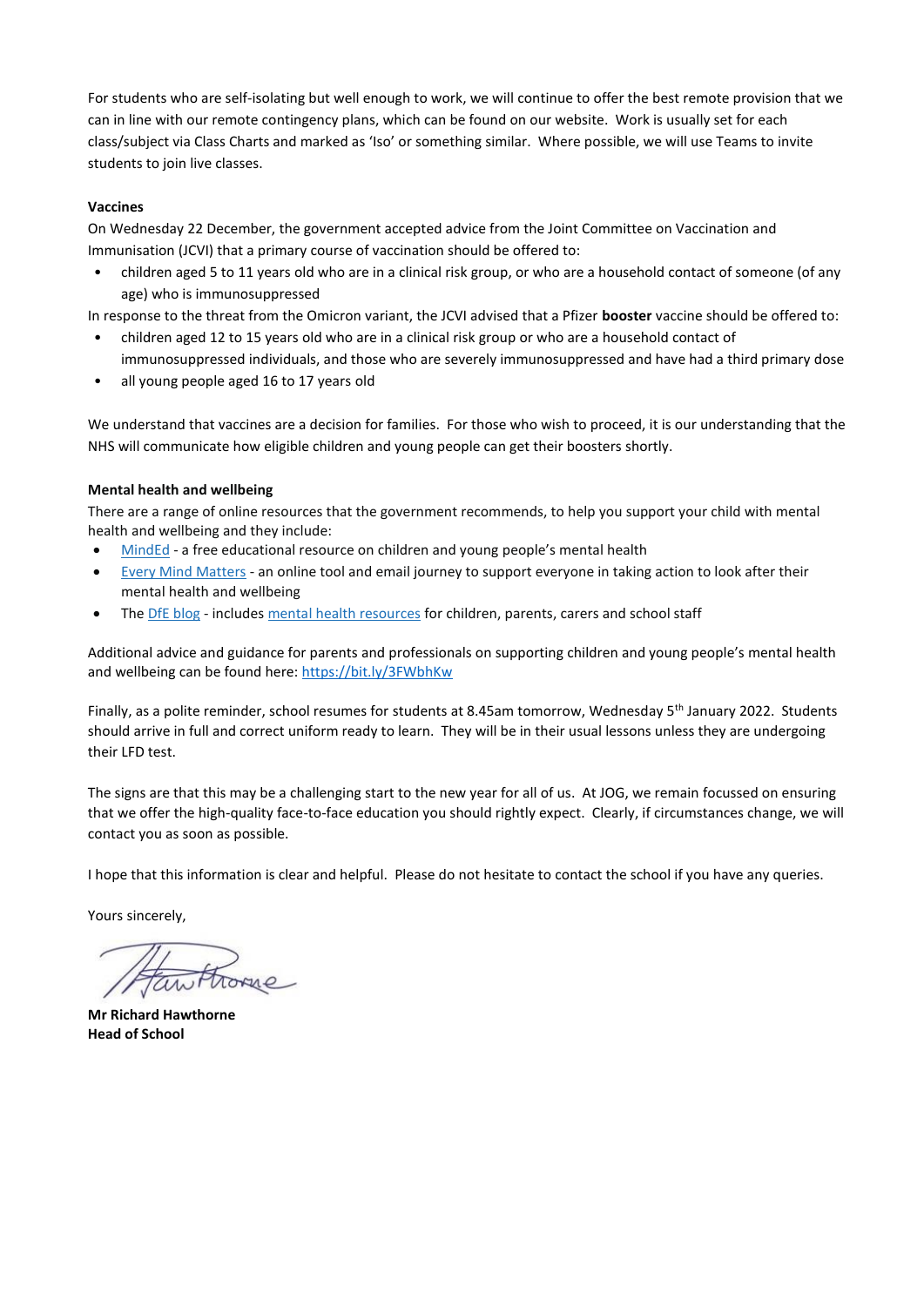For students who are self-isolating but well enough to work, we will continue to offer the best remote provision that we can in line with our remote contingency plans, which can be found on our website. Work is usually set for each class/subject via Class Charts and marked as 'Iso' or something similar. Where possible, we will use Teams to invite students to join live classes.

**Vaccines**

On Wednesday 22 December, the government accepted advice from the Joint Committee on Vaccination and Immunisation (JCVI) that a primary course of vaccination should be offered to:

- children aged 5 to 11 years old who are in a clinical risk group, or who are a household contact of someone (of any age) who is immunosuppressed

In response to the threat from the Omicron variant, the JCVI advised that a Pfizer **booster** vaccine should be offered to:

- children aged 12 to 15 years old who are in a clinical risk group or who are a household contact of immunosuppressed individuals, and those who are severely immunosuppressed and have had a third primary dose
- all young people aged 16 to 17 years old

We understand that vaccines are a decision for families. For those who wish to proceed, it is our understanding that the NHS will communicate how eligible children and young people can get their boosters shortly.

**Mental health and wellbeing**

There are a range of online resources that the government recommends, to help you support your child with mental health and wellbeing and they include:

- MindEd - a free educational resource on children and young people's mental health
- Every Mind Matters - an online tool and email journey to support everyone in taking action to look after their mental health and wellbeing
- The DfE blog - includes mental health resources for children, parents, carers and school staff

Additional advice and guidance for parents and professionals on supporting children and young people's mental health and wellbeing can be found here: https://bit.ly/3FWbhKw

Finally, as a polite reminder, school resumes for students at 8.45am tomorrow, Wednesday 5th January 2022. Students should arrive in full and correct uniform ready to learn. They will be in their usual lessons unless they are undergoing their LFD test.

The signs are that this may be a challenging start to the new year for all of us. At JOG, we remain focussed on ensuring that we offer the high-quality face-to-face education you should rightly expect. Clearly, if circumstances change, we will contact you as soon as possible.

I hope that this information is clear and helpful. Please do not hesitate to contact the school if you have any queries.

Yours sincerely,

**Mr Richard Hawthorne**
**Head of School**